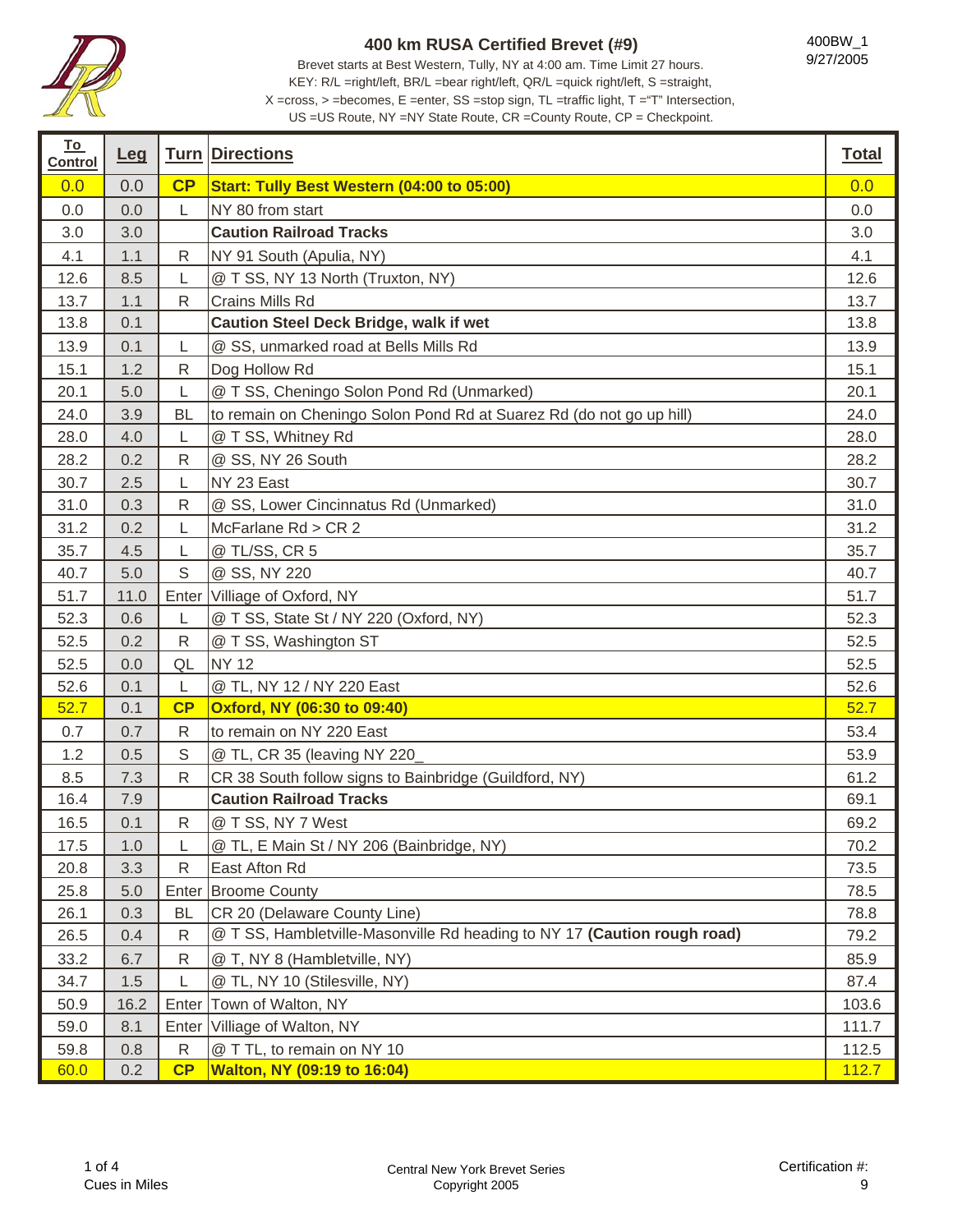# 400 km RUSA Certified Brevet (#9)

400BW_1
9/27/2005

Brevet starts at Best Western, Tully, NY at 4:00 am. Time Limit 27 hours.
KEY: R/L =right/left, BR/L =bear right/left, QR/L =quick right/left, S =straight,
X =cross, > =becomes, E =enter, SS =stop sign, TL =traffic light, T ="T" Intersection,
US =US Route, NY =NY State Route, CR =County Route, CP = Checkpoint.

| To Control | Leg | Turn | Directions | Total |
|---|---|---|---|---|
| 0.0 | 0.0 | **CP** | **Start: Tully Best Western (04:00 to 05:00)** | 0.0 |
| 0.0 | 0.0 | L | NY 80 from start | 0.0 |
| 3.0 | 3.0 | | **Caution Railroad Tracks** | 3.0 |
| 4.1 | 1.1 | R | NY 91 South (Apulia, NY) | 4.1 |
| 12.6 | 8.5 | L | @ T SS, NY 13 North (Truxton, NY) | 12.6 |
| 13.7 | 1.1 | R | Crains Mills Rd | 13.7 |
| 13.8 | 0.1 | | **Caution Steel Deck Bridge, walk if wet** | 13.8 |
| 13.9 | 0.1 | L | @ SS, unmarked road at Bells Mills Rd | 13.9 |
| 15.1 | 1.2 | R | Dog Hollow Rd | 15.1 |
| 20.1 | 5.0 | L | @ T SS, Cheningo Solon Pond Rd (Unmarked) | 20.1 |
| 24.0 | 3.9 | BL | to remain on Cheningo Solon Pond Rd at Suarez Rd (do not go up hill) | 24.0 |
| 28.0 | 4.0 | L | @ T SS, Whitney Rd | 28.0 |
| 28.2 | 0.2 | R | @ SS, NY 26 South | 28.2 |
| 30.7 | 2.5 | L | NY 23 East | 30.7 |
| 31.0 | 0.3 | R | @ SS, Lower Cincinnatus Rd (Unmarked) | 31.0 |
| 31.2 | 0.2 | L | McFarlane Rd > CR 2 | 31.2 |
| 35.7 | 4.5 | L | @ TL/SS, CR 5 | 35.7 |
| 40.7 | 5.0 | S | @ SS, NY 220 | 40.7 |
| 51.7 | 11.0 | Enter | Villiage of Oxford, NY | 51.7 |
| 52.3 | 0.6 | L | @ T SS, State St / NY 220 (Oxford, NY) | 52.3 |
| 52.5 | 0.2 | R | @ T SS, Washington ST | 52.5 |
| 52.5 | 0.0 | QL | NY 12 | 52.5 |
| 52.6 | 0.1 | L | @ TL, NY 12 / NY 220 East | 52.6 |
| 52.7 | 0.1 | **CP** | **Oxford, NY (06:30 to 09:40)** | 52.7 |
| 0.7 | 0.7 | R | to remain on NY 220 East | 53.4 |
| 1.2 | 0.5 | S | @ TL, CR 35 (leaving NY 220_ | 53.9 |
| 8.5 | 7.3 | R | CR 38 South follow signs to Bainbridge (Guildford, NY) | 61.2 |
| 16.4 | 7.9 | | **Caution Railroad Tracks** | 69.1 |
| 16.5 | 0.1 | R | @ T SS, NY 7 West | 69.2 |
| 17.5 | 1.0 | L | @ TL, E Main St / NY 206 (Bainbridge, NY) | 70.2 |
| 20.8 | 3.3 | R | East Afton Rd | 73.5 |
| 25.8 | 5.0 | Enter | Broome County | 78.5 |
| 26.1 | 0.3 | BL | CR 20 (Delaware County Line) | 78.8 |
| 26.5 | 0.4 | R | @ T SS, Hambletville-Masonville Rd heading to NY 17 **(Caution rough road)** | 79.2 |
| 33.2 | 6.7 | R | @ T, NY 8 (Hambletville, NY) | 85.9 |
| 34.7 | 1.5 | L | @ TL, NY 10 (Stilesville, NY) | 87.4 |
| 50.9 | 16.2 | Enter | Town of Walton, NY | 103.6 |
| 59.0 | 8.1 | Enter | Village of Walton, NY | 111.7 |
| 59.8 | 0.8 | R | @ T TL, to remain on NY 10 | 112.5 |
| 60.0 | 0.2 | **CP** | **Walton, NY (09:19 to 16:04)** | 112.7 |

Cues in Miles

Central New York Brevet Series
Copyright 2005

Certification #:
9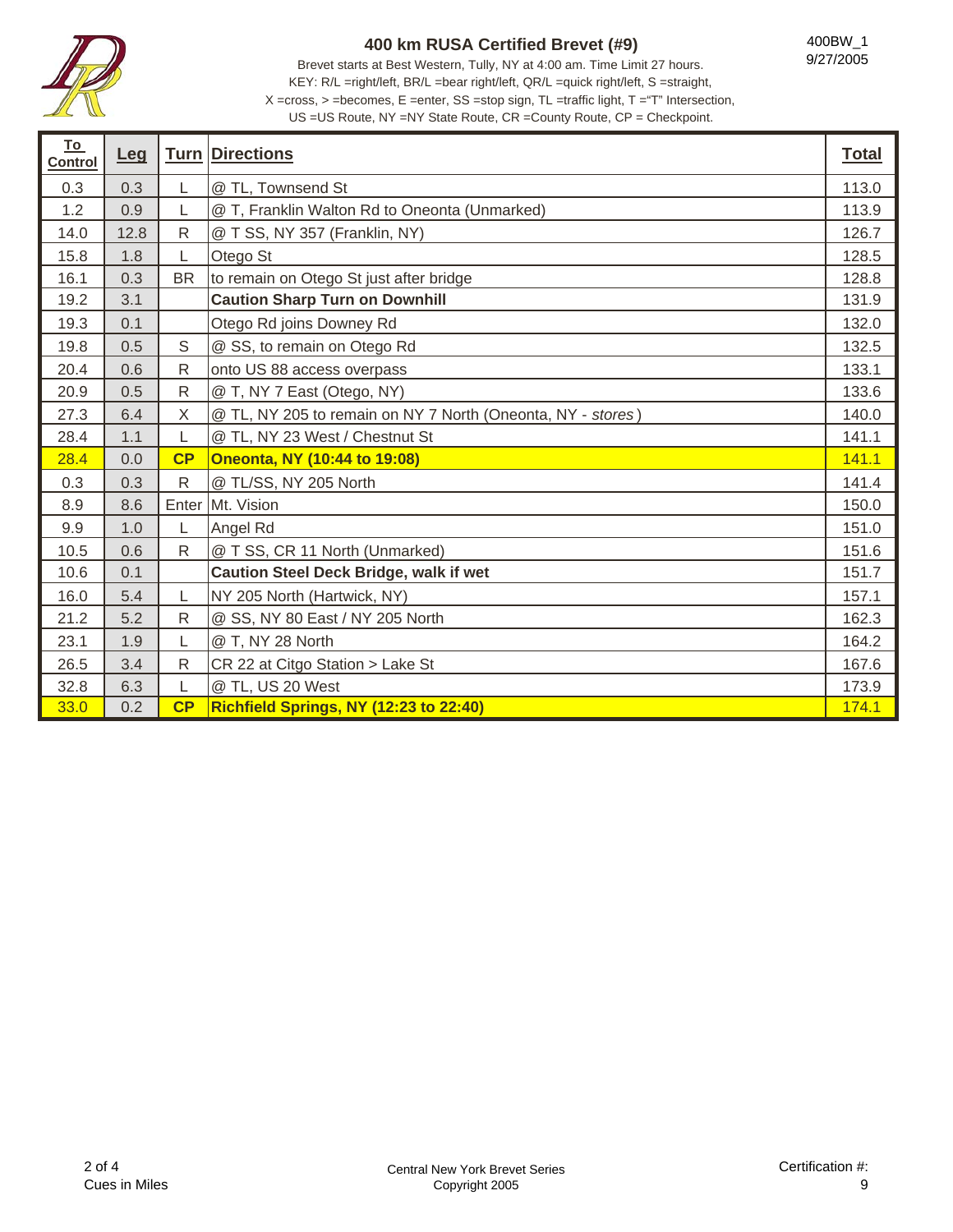# 400 km RUSA Certified Brevet (#9)

400BW_1
9/27/2005

Brevet starts at Best Western, Tully, NY at 4:00 am. Time Limit 27 hours.
KEY: R/L =right/left, BR/L =bear right/left, QR/L =quick right/left, S =straight,
X =cross, > =becomes, E =enter, SS =stop sign, TL =traffic light, T ="T" Intersection,
US =US Route, NY =NY State Route, CR =County Route, CP = Checkpoint.

| To Control | Leg | Turn | Directions | Total |
|---|---|---|---|---|
| 0.3 | 0.3 | L | @ TL, Townsend St | 113.0 |
| 1.2 | 0.9 | L | @ T, Franklin Walton Rd to Oneonta (Unmarked) | 113.9 |
| 14.0 | 12.8 | R | @ T SS, NY 357 (Franklin, NY) | 126.7 |
| 15.8 | 1.8 | L | Otego St | 128.5 |
| 16.1 | 0.3 | BR | to remain on Otego St just after bridge | 128.8 |
| 19.2 | 3.1 | | **Caution Sharp Turn on Downhill** | 131.9 |
| 19.3 | 0.1 | | Otego Rd joins Downey Rd | 132.0 |
| 19.8 | 0.5 | S | @ SS, to remain on Otego Rd | 132.5 |
| 20.4 | 0.6 | R | onto US 88 access overpass | 133.1 |
| 20.9 | 0.5 | R | @ T, NY 7 East (Otego, NY) | 133.6 |
| 27.3 | 6.4 | X | @ TL, NY 205 to remain on NY 7 North (Oneonta, NY - *stores*) | 140.0 |
| 28.4 | 1.1 | L | @ TL, NY 23 West / Chestnut St | 141.1 |
| 28.4 | 0.0 | **CP** | **Oneonta, NY (10:44 to 19:08)** | 141.1 |
| 0.3 | 0.3 | R | @ TL/SS, NY 205 North | 141.4 |
| 8.9 | 8.6 | Enter | Mt. Vision | 150.0 |
| 9.9 | 1.0 | L | Angel Rd | 151.0 |
| 10.5 | 0.6 | R | @ T SS, CR 11 North (Unmarked) | 151.6 |
| 10.6 | 0.1 | | **Caution Steel Deck Bridge, walk if wet** | 151.7 |
| 16.0 | 5.4 | L | NY 205 North (Hartwick, NY) | 157.1 |
| 21.2 | 5.2 | R | @ SS, NY 80 East / NY 205 North | 162.3 |
| 23.1 | 1.9 | L | @ T, NY 28 North | 164.2 |
| 26.5 | 3.4 | R | CR 22 at Citgo Station > Lake St | 167.6 |
| 32.8 | 6.3 | L | @ TL, US 20 West | 173.9 |
| 33.0 | 0.2 | **CP** | **Richfield Springs, NY (12:23 to 22:40)** | 174.1 |

Cues in Miles

Central New York Brevet Series
Copyright 2005

Certification #: 9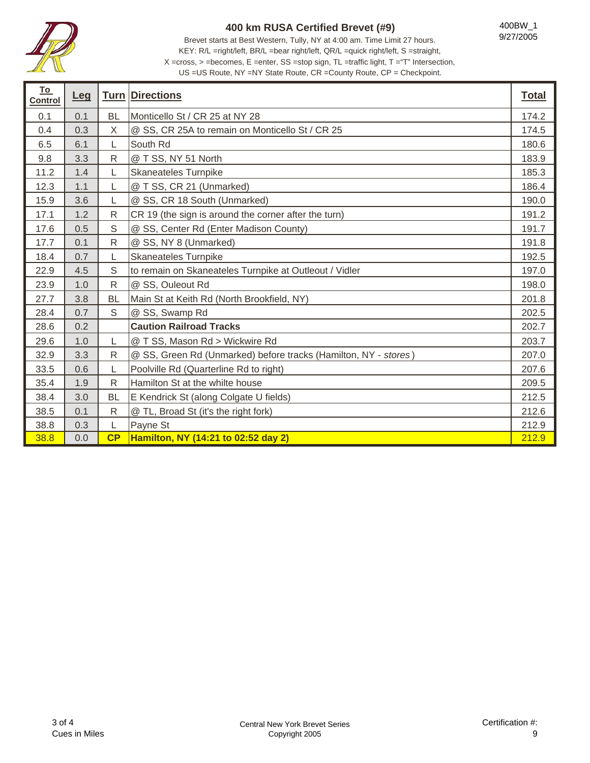# 400 km RUSA Certified Brevet (#9)

400BW_1
9/27/2005

Brevet starts at Best Western, Tully, NY at 4:00 am. Time Limit 27 hours.
KEY: R/L =right/left, BR/L =bear right/left, QR/L =quick right/left, S =straight,
X =cross, > =becomes, E =enter, SS =stop sign, TL =traffic light, T ="T" Intersection,
US =US Route, NY =NY State Route, CR =County Route, CP = Checkpoint.

| To Control | Leg | Turn | Directions | Total |
|---|---|---|---|---|
| 0.1 | 0.1 | BL | Monticello St / CR 25 at NY 28 | 174.2 |
| 0.4 | 0.3 | X | @ SS, CR 25A to remain on Monticello St / CR 25 | 174.5 |
| 6.5 | 6.1 | L | South Rd | 180.6 |
| 9.8 | 3.3 | R | @ T SS, NY 51 North | 183.9 |
| 11.2 | 1.4 | L | Skaneateles Turnpike | 185.3 |
| 12.3 | 1.1 | L | @ T SS, CR 21 (Unmarked) | 186.4 |
| 15.9 | 3.6 | L | @ SS, CR 18 South (Unmarked) | 190.0 |
| 17.1 | 1.2 | R | CR 19 (the sign is around the corner after the turn) | 191.2 |
| 17.6 | 0.5 | S | @ SS, Center Rd (Enter Madison County) | 191.7 |
| 17.7 | 0.1 | R | @ SS, NY 8 (Unmarked) | 191.8 |
| 18.4 | 0.7 | L | Skaneateles Turnpike | 192.5 |
| 22.9 | 4.5 | S | to remain on Skaneateles Turnpike at Outleout / Vidler | 197.0 |
| 23.9 | 1.0 | R | @ SS, Ouleout Rd | 198.0 |
| 27.7 | 3.8 | BL | Main St at Keith Rd (North Brookfield, NY) | 201.8 |
| 28.4 | 0.7 | S | @ SS, Swamp Rd | 202.5 |
| 28.6 | 0.2 | | **Caution Railroad Tracks** | 202.7 |
| 29.6 | 1.0 | L | @ T SS, Mason Rd > Wickwire Rd | 203.7 |
| 32.9 | 3.3 | R | @ SS, Green Rd (Unmarked) before tracks (Hamilton, NY - *stores*) | 207.0 |
| 33.5 | 0.6 | L | Poolville Rd (Quarterline Rd to right) | 207.6 |
| 35.4 | 1.9 | R | Hamilton St at the whilte house | 209.5 |
| 38.4 | 3.0 | BL | E Kendrick St (along Colgate U fields) | 212.5 |
| 38.5 | 0.1 | R | @ TL, Broad St (it's the right fork) | 212.6 |
| 38.8 | 0.3 | L | Payne St | 212.9 |
| 38.8 | 0.0 | **CP** | **Hamilton, NY (14:21 to 02:52 day 2)** | 212.9 |

Cues in Miles

Central New York Brevet Series
Copyright 2005

Certification #: 9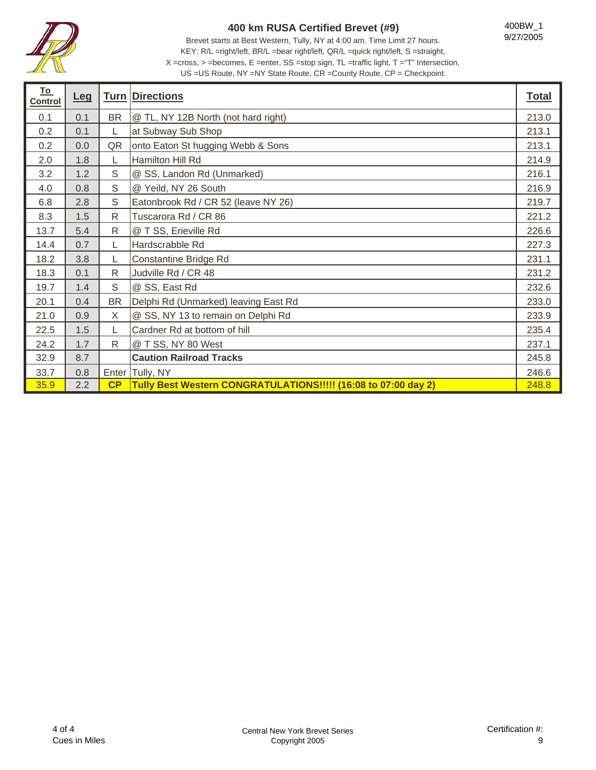# 400 km RUSA Certified Brevet (#9)

400BW_1
9/27/2005

Brevet starts at Best Western, Tully, NY at 4:00 am. Time Limit 27 hours.
KEY: R/L =right/left, BR/L =bear right/left, QR/L =quick right/left, S =straight,
X =cross, > =becomes, E =enter, SS =stop sign, TL =traffic light, T ="T" Intersection,
US =US Route, NY =NY State Route, CR =County Route, CP = Checkpoint.

| To Control | Leg | Turn | Directions | Total |
|---|---|---|---|---|
| 0.1 | 0.1 | BR | @ TL, NY 12B North (not hard right) | 213.0 |
| 0.2 | 0.1 | L | at Subway Sub Shop | 213.1 |
| 0.2 | 0.0 | QR | onto Eaton St hugging Webb & Sons | 213.1 |
| 2.0 | 1.8 | L | Hamilton Hill Rd | 214.9 |
| 3.2 | 1.2 | S | @ SS, Landon Rd (Unmarked) | 216.1 |
| 4.0 | 0.8 | S | @ Yeild, NY 26 South | 216.9 |
| 6.8 | 2.8 | S | Eatonbrook Rd / CR 52 (leave NY 26) | 219.7 |
| 8.3 | 1.5 | R | Tuscarora Rd / CR 86 | 221.2 |
| 13.7 | 5.4 | R | @ T SS, Erieville Rd | 226.6 |
| 14.4 | 0.7 | L | Hardscrabble Rd | 227.3 |
| 18.2 | 3.8 | L | Constantine Bridge Rd | 231.1 |
| 18.3 | 0.1 | R | Judville Rd / CR 48 | 231.2 |
| 19.7 | 1.4 | S | @ SS, East Rd | 232.6 |
| 20.1 | 0.4 | BR | Delphi Rd (Unmarked) leaving East Rd | 233.0 |
| 21.0 | 0.9 | X | @ SS, NY 13 to remain on Delphi Rd | 233.9 |
| 22.5 | 1.5 | L | Cardner Rd at bottom of hill | 235.4 |
| 24.2 | 1.7 | R | @ T SS, NY 80 West | 237.1 |
| 32.9 | 8.7 | | **Caution Railroad Tracks** | 245.8 |
| 33.7 | 0.8 | Enter | Tully, NY | 246.6 |
| 35.9 | 2.2 | **CP** | **Tully Best Western CONGRATULATIONS!!!!! (16:08 to 07:00 day 2)** | 248.8 |

Cues in Miles

Central New York Brevet Series
Copyright 2005

Certification #:
9